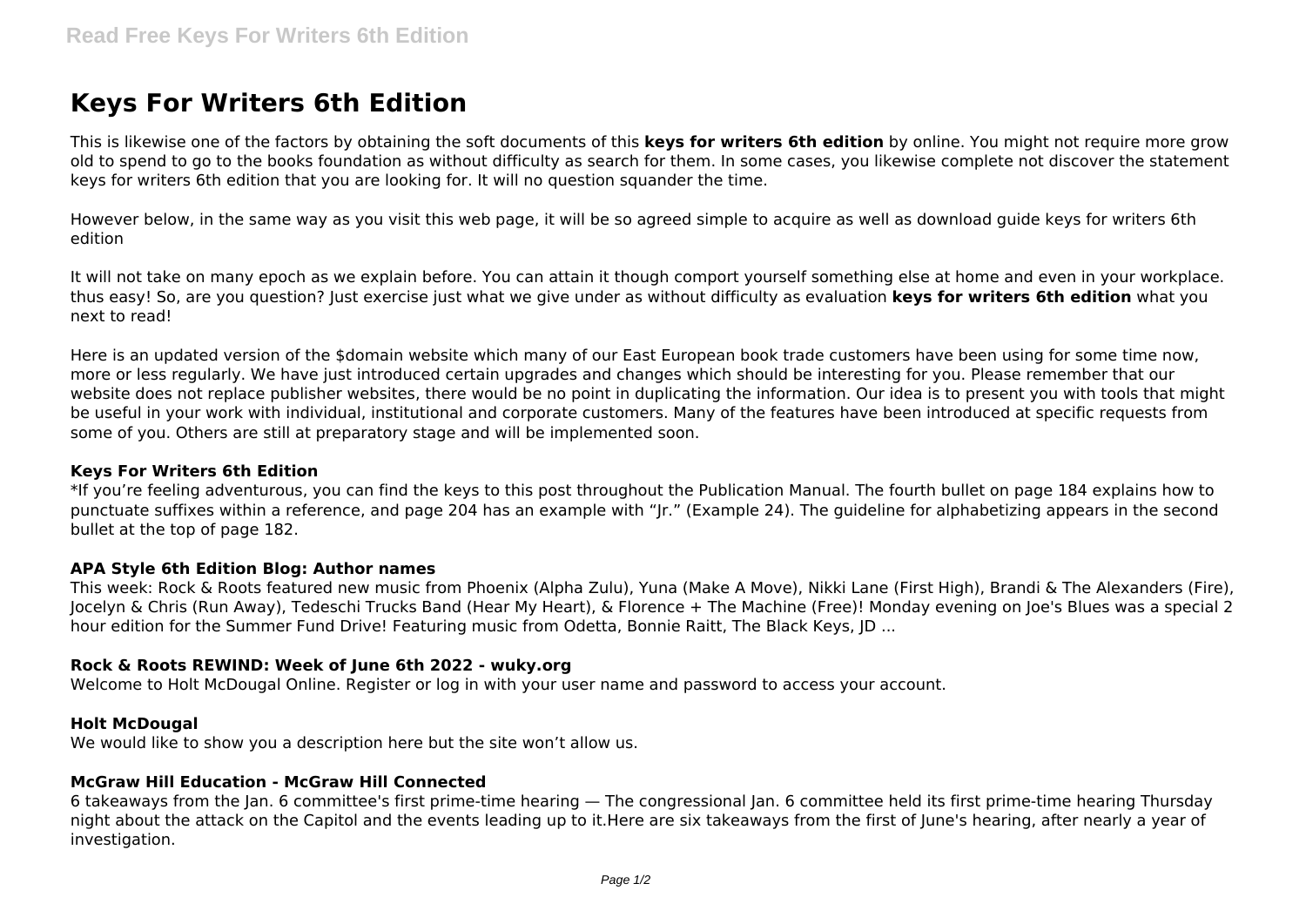# Keys For Writers 6th Edition

This is likewise one of the factors by obtaining the soft documents of this **keys for writers 6th edition** by online. You might not require more grow old to spend to go to the books foundation as without difficulty as search for them. In some cases, you likewise complete not discover the statement keys for writers 6th edition that you are looking for. It will no question squander the time.

However below, in the same way as you visit this web page, it will be so agreed simple to acquire as well as download guide keys for writers 6th edition

It will not take on many epoch as we explain before. You can attain it though comport yourself something else at home and even in your workplace. thus easy! So, are you question? Just exercise just what we give under as without difficulty as evaluation **keys for writers 6th edition** what you next to read!

Here is an updated version of the $domain website which many of our East European book trade customers have been using for some time now, more or less regularly. We have just introduced certain upgrades and changes which should be interesting for you. Please remember that our website does not replace publisher websites, there would be no point in duplicating the information. Our idea is to present you with tools that might be useful in your work with individual, institutional and corporate customers. Many of the features have been introduced at specific requests from some of you. Others are still at preparatory stage and will be implemented soon.

### Keys For Writers 6th Edition

*If you're feeling adventurous, you can find the keys to this post throughout the Publication Manual. The fourth bullet on page 184 explains how to punctuate suffixes within a reference, and page 204 has an example with "Jr." (Example 24). The guideline for alphabetizing appears in the second bullet at the top of page 182.

### APA Style 6th Edition Blog: Author names

This week: Rock & Roots featured new music from Phoenix (Alpha Zulu), Yuna (Make A Move), Nikki Lane (First High), Brandi & The Alexanders (Fire), Jocelyn & Chris (Run Away), Tedeschi Trucks Band (Hear My Heart), & Florence + The Machine (Free)! Monday evening on Joe's Blues was a special 2 hour edition for the Summer Fund Drive! Featuring music from Odetta, Bonnie Raitt, The Black Keys, JD ...

### Rock & Roots REWIND: Week of June 6th 2022 - wuky.org

Welcome to Holt McDougal Online. Register or log in with your user name and password to access your account.

### Holt McDougal

We would like to show you a description here but the site won't allow us.

### McGraw Hill Education - McGraw Hill Connected

6 takeaways from the Jan. 6 committee's first prime-time hearing — The congressional Jan. 6 committee held its first prime-time hearing Thursday night about the attack on the Capitol and the events leading up to it.Here are six takeaways from the first of June's hearing, after nearly a year of investigation.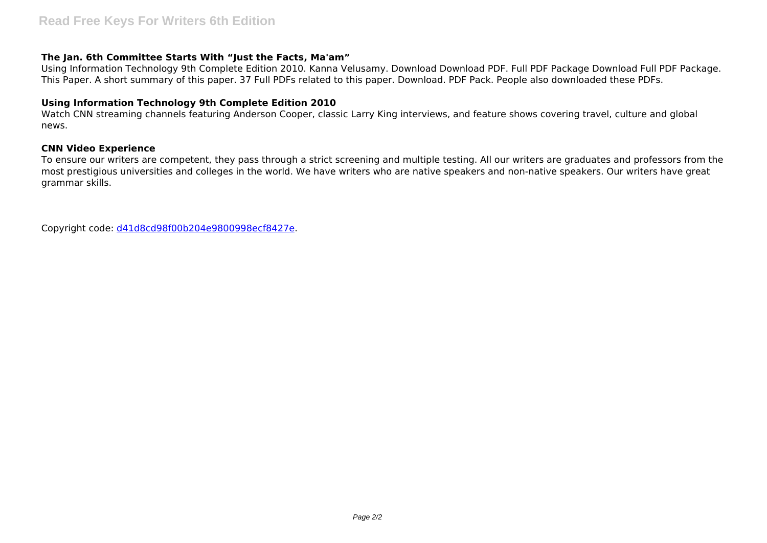### The Jan. 6th Committee Starts With "Just the Facts, Ma'am"

Using Information Technology 9th Complete Edition 2010. Kanna Velusamy. Download Download PDF. Full PDF Package Download Full PDF Package. This Paper. A short summary of this paper. 37 Full PDFs related to this paper. Download. PDF Pack. People also downloaded these PDFs.

### Using Information Technology 9th Complete Edition 2010

Watch CNN streaming channels featuring Anderson Cooper, classic Larry King interviews, and feature shows covering travel, culture and global news.

### CNN Video Experience

To ensure our writers are competent, they pass through a strict screening and multiple testing. All our writers are graduates and professors from the most prestigious universities and colleges in the world. We have writers who are native speakers and non-native speakers. Our writers have great grammar skills.

Copyright code: d41d8cd98f00b204e9800998ecf8427e.